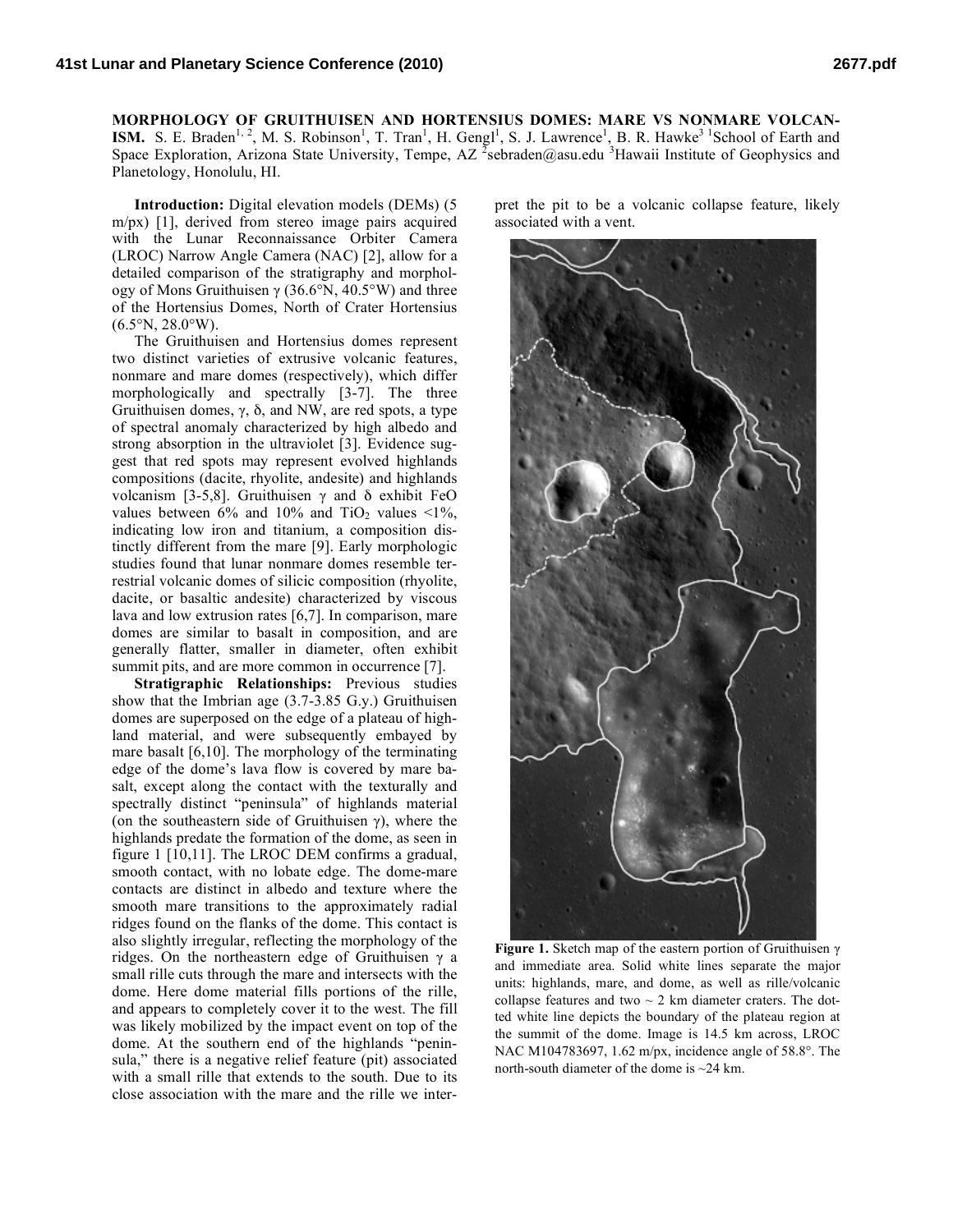# MORPHOLOGY OF GRUITHUISEN AND HORTENSIUS DOMES: MARE VS NONMARE VOLCANISM.

S. E. Braden[1, 2], M. S. Robinson[1], T. Tran[1], H. Gengl[1], S. J. Lawrence[1], B. R. Hawke[3] [1]School of Earth and Space Exploration, Arizona State University, Tempe, AZ [2]sebraden@asu.edu [3]Hawaii Institute of Geophysics and Planetology, Honolulu, HI.

**Introduction:** Digital elevation models (DEMs) (5 m/px) [1], derived from stereo image pairs acquired with the Lunar Reconnaissance Orbiter Camera (LROC) Narrow Angle Camera (NAC) [2], allow for a detailed comparison of the stratigraphy and morphology of Mons Gruithuisen γ (36.6°N, 40.5°W) and three of the Hortensius Domes, North of Crater Hortensius (6.5°N, 28.0°W).

The Gruithuisen and Hortensius domes represent two distinct varieties of extrusive volcanic features, nonmare and mare domes (respectively), which differ morphologically and spectrally [3-7]. The three Gruithuisen domes, γ, δ, and NW, are red spots, a type of spectral anomaly characterized by high albedo and strong absorption in the ultraviolet [3]. Evidence suggest that red spots may represent evolved highlands compositions (dacite, rhyolite, andesite) and highlands volcanism [3-5,8]. Gruithuisen γ and δ exhibit FeO values between 6% and 10% and $TiO_2$ values <1%, indicating low iron and titanium, a composition distinctly different from the mare [9]. Early morphologic studies found that lunar nonmare domes resemble terrestrial volcanic domes of silicic composition (rhyolite, dacite, or basaltic andesite) characterized by viscous lava and low extrusion rates [6,7]. In comparison, mare domes are similar to basalt in composition, and are generally flatter, smaller in diameter, often exhibit summit pits, and are more common in occurrence [7].

**Stratigraphic Relationships:** Previous studies show that the Imbrian age (3.7-3.85 G.y.) Gruithuisen domes are superposed on the edge of a plateau of highland material, and were subsequently embayed by mare basalt [6,10]. The morphology of the terminating edge of the dome's lava flow is covered by mare basalt, except along the contact with the texturally and spectrally distinct "peninsula" of highlands material (on the southeastern side of Gruithuisen γ), where the highlands predate the formation of the dome, as seen in figure 1 [10,11]. The LROC DEM confirms a gradual, smooth contact, with no lobate edge. The dome-mare contacts are distinct in albedo and texture where the smooth mare transitions to the approximately radial ridges found on the flanks of the dome. This contact is also slightly irregular, reflecting the morphology of the ridges. On the northeastern edge of Gruithuisen γ a small rille cuts through the mare and intersects with the dome. Here dome material fills portions of the rille, and appears to completely cover it to the west. The fill was likely mobilized by the impact event on top of the dome. At the southern end of the highlands "peninsula," there is a negative relief feature (pit) associated with a small rille that extends to the south. Due to its close association with the mare and the rille we interpret the pit to be a volcanic collapse feature, likely associated with a vent.

**Figure 1.** Sketch map of the eastern portion of Gruithuisen γ and immediate area. Solid white lines separate the major units: highlands, mare, and dome, as well as rille/volcanic collapse features and two ~ 2 km diameter craters. The dotted white line depicts the boundary of the plateau region at the summit of the dome. Image is 14.5 km across, LROC NAC M104783697, 1.62 m/px, incidence angle of 58.8°. The north-south diameter of the dome is ~24 km.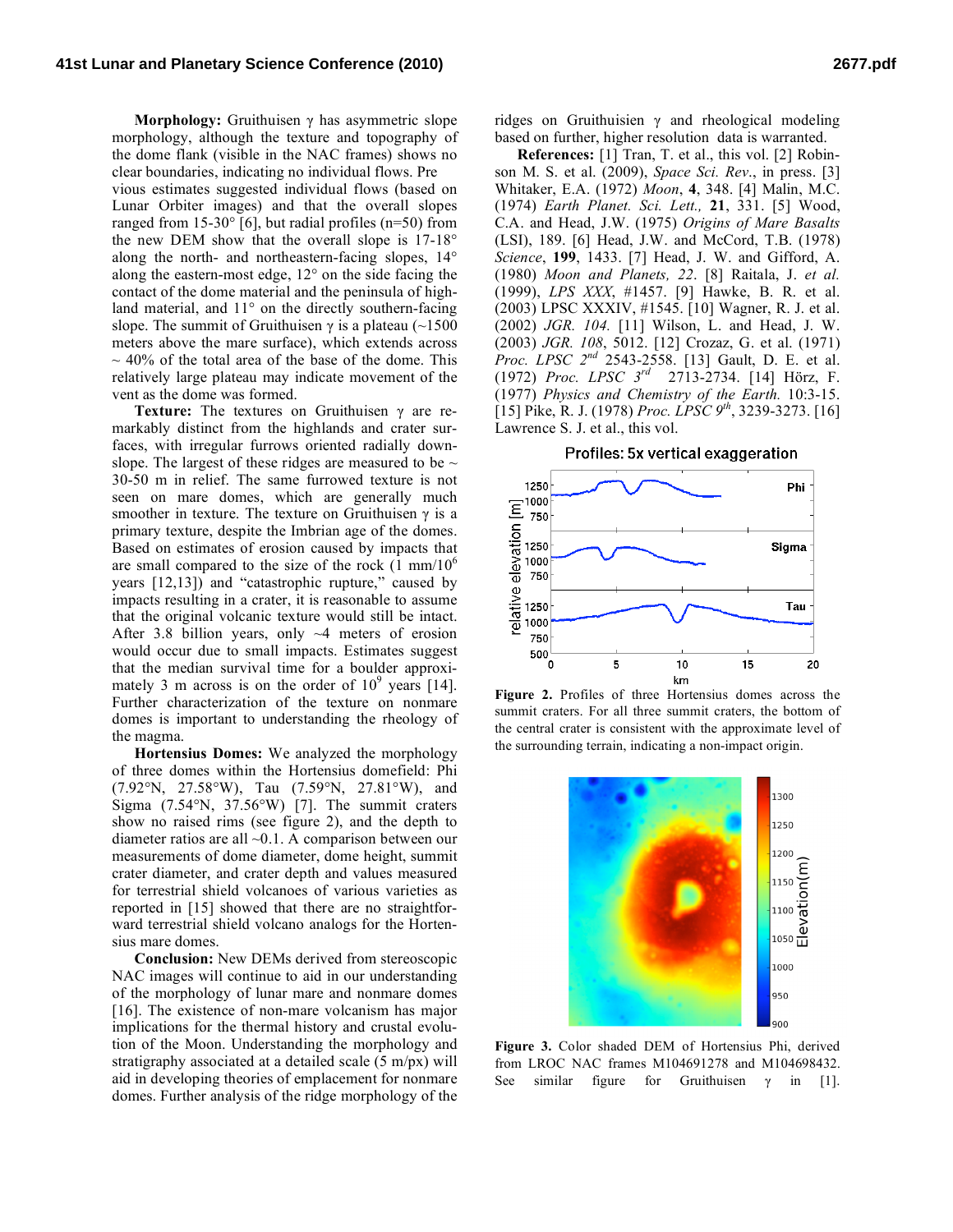**Morphology:** Gruithuisen γ has asymmetric slope morphology, although the texture and topography of the dome flank (visible in the NAC frames) shows no clear boundaries, indicating no individual flows. Previous estimates suggested individual flows (based on Lunar Orbiter images) and that the overall slopes ranged from 15-30° [6], but radial profiles (n=50) from the new DEM show that the overall slope is 17-18° along the north- and northeastern-facing slopes, 14° along the eastern-most edge, 12° on the side facing the contact of the dome material and the peninsula of highland material, and 11° on the directly southern-facing slope. The summit of Gruithuisen γ is a plateau (~1500 meters above the mare surface), which extends across ~ 40% of the total area of the base of the dome. This relatively large plateau may indicate movement of the vent as the dome was formed.

**Texture:** The textures on Gruithuisen γ are remarkably distinct from the highlands and crater surfaces, with irregular furrows oriented radially downslope. The largest of these ridges are measured to be ~ 30-50 m in relief. The same furrowed texture is not seen on mare domes, which are generally much smoother in texture. The texture on Gruithuisen γ is a primary texture, despite the Imbrian age of the domes. Based on estimates of erosion caused by impacts that are small compared to the size of the rock (1 mm/$10^6$ years [12,13]) and "catastrophic rupture," caused by impacts resulting in a crater, it is reasonable to assume that the original volcanic texture would still be intact. After 3.8 billion years, only ~4 meters of erosion would occur due to small impacts. Estimates suggest that the median survival time for a boulder approximately 3 m across is on the order of $10^9$ years [14]. Further characterization of the texture on nonmare domes is important to understanding the rheology of the magma.

**Hortensius Domes:** We analyzed the morphology of three domes within the Hortensius domefield: Phi (7.92°N, 27.58°W), Tau (7.59°N, 27.81°W), and Sigma (7.54°N, 37.56°W) [7]. The summit craters show no raised rims (see figure 2), and the depth to diameter ratios are all ~0.1. A comparison between our measurements of dome diameter, dome height, summit crater diameter, and crater depth and values measured for terrestrial shield volcanoes of various varieties as reported in [15] showed that there are no straightforward terrestrial shield volcano analogs for the Hortensius mare domes.

**Conclusion:** New DEMs derived from stereoscopic NAC images will continue to aid in our understanding of the morphology of lunar mare and nonmare domes [16]. The existence of non-mare volcanism has major implications for the thermal history and crustal evolution of the Moon. Understanding the morphology and stratigraphy associated at a detailed scale (5 m/px) will aid in developing theories of emplacement for nonmare domes. Further analysis of the ridge morphology of the ridges on Gruithuisen γ and rheological modeling based on further, higher resolution data is warranted.

**References:** [1] Tran, T. et al., this vol. [2] Robinson M. S. et al. (2009), *Space Sci. Rev*., in press. [3] Whitaker, E.A. (1972) *Moon*, **4**, 348. [4] Malin, M.C. (1974) *Earth Planet. Sci. Lett.,* **21**, 331. [5] Wood, C.A. and Head, J.W. (1975) *Origins of Mare Basalts* (LSI), 189. [6] Head, J.W. and McCord, T.B. (1978) *Science*, **199**, 1433. [7] Head, J. W. and Gifford, A. (1980) *Moon and Planets, 22*. [8] Raitala, J. *et al.* (1999), *LPS XXX*, #1457. [9] Hawke, B. R. et al. (2003) LPSC XXXIV, #1545. [10] Wagner, R. J. et al. (2002) *JGR. 104.* [11] Wilson, L. and Head, J. W. (2003) *JGR. 108*, 5012. [12] Crozaz, G. et al. (1971) *Proc. LPSC 2nd* 2543-2558. [13] Gault, D. E. et al. (1972) *Proc. LPSC 3rd* 2713-2734. [14] Hörz, F. (1977) *Physics and Chemistry of the Earth.* 10:3-15. [15] Pike, R. J. (1978) *Proc. LPSC 9th*, 3239-3273. [16] Lawrence S. J. et al., this vol.

Profiles: 5x vertical exaggeration

relative elevation [m]

1250
1000
750
Phi

1250
1000
750
Sigma

1250
1000
750
500
Tau

0 5 10 15 20

km

**Figure 2.** Profiles of three Hortensius domes across the summit craters. For all three summit craters, the bottom of the central crater is consistent with the approximate level of the surrounding terrain, indicating a non-impact origin.

Elevation(m)

1300
1250
1200
1150
1100
1050
1000
950
900

**Figure 3.** Color shaded DEM of Hortensius Phi, derived from LROC NAC frames M104691278 and M104698432. See similar figure for Gruithuisen γ in [1].